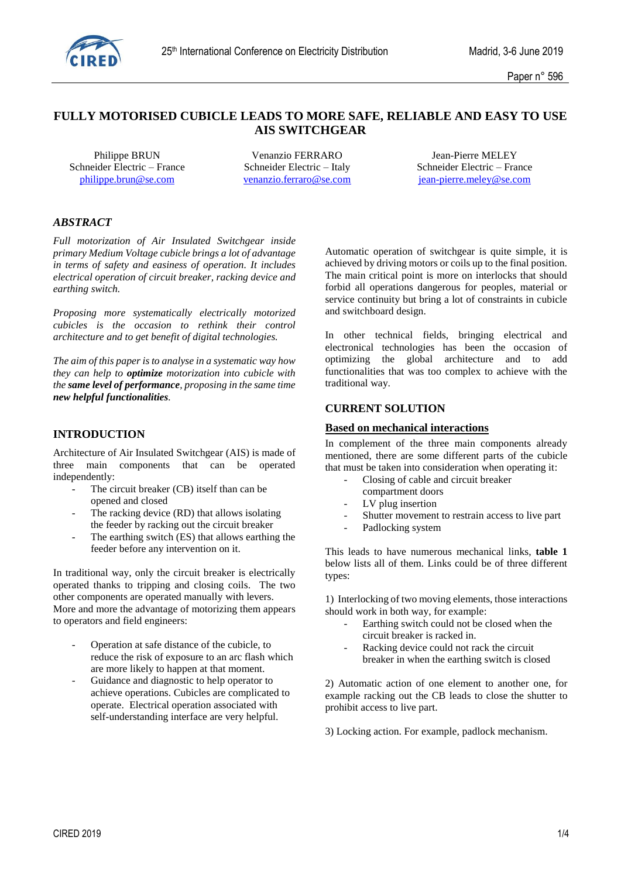# FULLY MOTORISED CUBICLE LEADS TO MORE SAFE, RELIABLE AND EASY TO USE AIS SWITCHGEAR

Philippe BRUN
Schneider Electric – France
philippe.brun@se.com

Venanzio FERRARO
Schneider Electric – Italy
venanzio.ferraro@se.com

Jean-Pierre MELEY
Schneider Electric – France
jean-pierre.meley@se.com

## *ABSTRACT*

*Full motorization of Air Insulated Switchgear inside primary Medium Voltage cubicle brings a lot of advantage in terms of safety and easiness of operation. It includes electrical operation of circuit breaker, racking device and earthing switch.*

*Proposing more systematically electrically motorized cubicles is the occasion to rethink their control architecture and to get benefit of digital technologies.*

*The aim of this paper is to analyse in a systematic way how they can help to **optimize** motorization into cubicle with the **same level of performance**, proposing in the same time **new helpful functionalities**.*

## INTRODUCTION

Architecture of Air Insulated Switchgear (AIS) is made of three main components that can be operated independently:

- The circuit breaker (CB) itself than can be opened and closed
- The racking device (RD) that allows isolating the feeder by racking out the circuit breaker
- The earthing switch (ES) that allows earthing the feeder before any intervention on it.

In traditional way, only the circuit breaker is electrically operated thanks to tripping and closing coils. The two other components are operated manually with levers. More and more the advantage of motorizing them appears to operators and field engineers:

- Operation at safe distance of the cubicle, to reduce the risk of exposure to an arc flash which are more likely to happen at that moment.
- Guidance and diagnostic to help operator to achieve operations. Cubicles are complicated to operate. Electrical operation associated with self-understanding interface are very helpful.

Automatic operation of switchgear is quite simple, it is achieved by driving motors or coils up to the final position. The main critical point is more on interlocks that should forbid all operations dangerous for peoples, material or service continuity but bring a lot of constraints in cubicle and switchboard design.

In other technical fields, bringing electrical and electronical technologies has been the occasion of optimizing the global architecture and to add functionalities that was too complex to achieve with the traditional way.

## CURRENT SOLUTION

### Based on mechanical interactions

In complement of the three main components already mentioned, there are some different parts of the cubicle that must be taken into consideration when operating it:

- Closing of cable and circuit breaker compartment doors
- LV plug insertion
- Shutter movement to restrain access to live part
- Padlocking system

This leads to have numerous mechanical links, **table 1** below lists all of them. Links could be of three different types:

1) Interlocking of two moving elements, those interactions should work in both way, for example:

- Earthing switch could not be closed when the circuit breaker is racked in.
- Racking device could not rack the circuit breaker in when the earthing switch is closed

2) Automatic action of one element to another one, for example racking out the CB leads to close the shutter to prohibit access to live part.

3) Locking action. For example, padlock mechanism.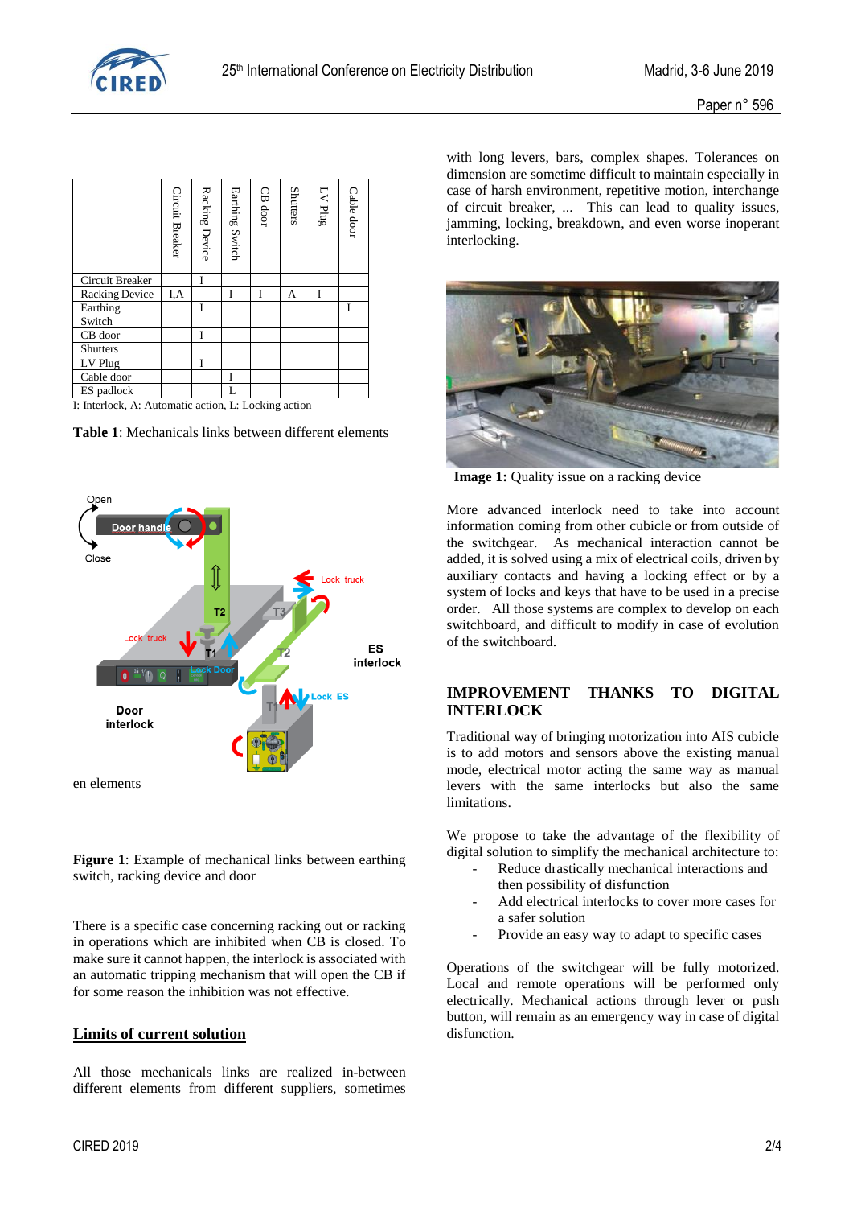| | Circuit Breaker | Racking Device | Earthing Switch | CB door | Shutters | LV Plug | Cable door |
|---|---|---|---|---|---|---|---|
| Circuit Breaker | | I | | | | | |
| Racking Device | I,A | | I | I | A | I | |
| Earthing Switch | | I | | | | | I |
| CB door | | I | | | | | |
| Shutters | | | | | | | |
| LV Plug | | I | | | | | |
| Cable door | | | I | | | | |
| ES padlock | | | L | | | | |

I: Interlock, A: Automatic action, L: Locking action

**Table 1**: Mechanicals links between different elements

en elements

**Figure 1**: Example of mechanical links between earthing switch, racking device and door

There is a specific case concerning racking out or racking in operations which are inhibited when CB is closed. To make sure it cannot happen, the interlock is associated with an automatic tripping mechanism that will open the CB if for some reason the inhibition was not effective.

## Limits of current solution

All those mechanicals links are realized in-between different elements from different suppliers, sometimes with long levers, bars, complex shapes. Tolerances on dimension are sometime difficult to maintain especially in case of harsh environment, repetitive motion, interchange of circuit breaker, ... This can lead to quality issues, jamming, locking, breakdown, and even worse inoperant interlocking.

**Image 1:** Quality issue on a racking device

More advanced interlock need to take into account information coming from other cubicle or from outside of the switchgear. As mechanical interaction cannot be added, it is solved using a mix of electrical coils, driven by auxiliary contacts and having a locking effect or by a system of locks and keys that have to be used in a precise order. All those systems are complex to develop on each switchboard, and difficult to modify in case of evolution of the switchboard.

# IMPROVEMENT THANKS TO DIGITAL INTERLOCK

Traditional way of bringing motorization into AIS cubicle is to add motors and sensors above the existing manual mode, electrical motor acting the same way as manual levers with the same interlocks but also the same limitations.

We propose to take the advantage of the flexibility of digital solution to simplify the mechanical architecture to:

- Reduce drastically mechanical interactions and then possibility of disfunction
- Add electrical interlocks to cover more cases for a safer solution
- Provide an easy way to adapt to specific cases

Operations of the switchgear will be fully motorized. Local and remote operations will be performed only electrically. Mechanical actions through lever or push button, will remain as an emergency way in case of digital disfunction.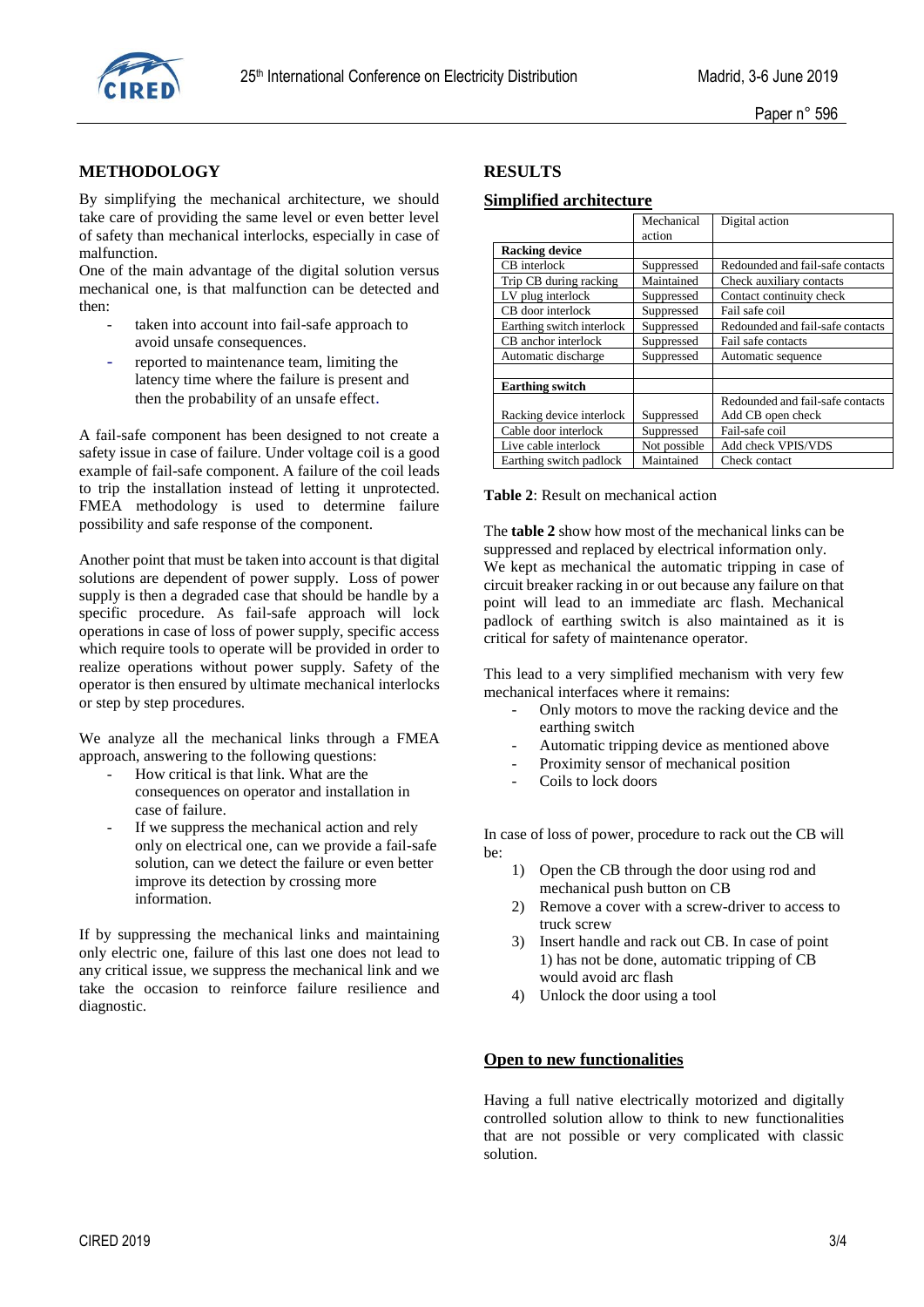## METHODOLOGY

By simplifying the mechanical architecture, we should take care of providing the same level or even better level of safety than mechanical interlocks, especially in case of malfunction.
One of the main advantage of the digital solution versus mechanical one, is that malfunction can be detected and then:

- taken into account into fail-safe approach to avoid unsafe consequences.
- reported to maintenance team, limiting the latency time where the failure is present and then the probability of an unsafe effect.

A fail-safe component has been designed to not create a safety issue in case of failure. Under voltage coil is a good example of fail-safe component. A failure of the coil leads to trip the installation instead of letting it unprotected. FMEA methodology is used to determine failure possibility and safe response of the component.

Another point that must be taken into account is that digital solutions are dependent of power supply. Loss of power supply is then a degraded case that should be handle by a specific procedure. As fail-safe approach will lock operations in case of loss of power supply, specific access which require tools to operate will be provided in order to realize operations without power supply. Safety of the operator is then ensured by ultimate mechanical interlocks or step by step procedures.

We analyze all the mechanical links through a FMEA approach, answering to the following questions:

- How critical is that link. What are the consequences on operator and installation in case of failure.
- If we suppress the mechanical action and rely only on electrical one, can we provide a fail-safe solution, can we detect the failure or even better improve its detection by crossing more information.

If by suppressing the mechanical links and maintaining only electric one, failure of this last one does not lead to any critical issue, we suppress the mechanical link and we take the occasion to reinforce failure resilience and diagnostic.

## RESULTS

### Simplified architecture

| | Mechanical action | Digital action |
|---|---|---|
| **Racking device** | | |
| CB interlock | Suppressed | Redounded and fail-safe contacts |
| Trip CB during racking | Maintained | Check auxiliary contacts |
| LV plug interlock | Suppressed | Contact continuity check |
| CB door interlock | Suppressed | Fail safe coil |
| Earthing switch interlock | Suppressed | Redounded and fail-safe contacts |
| CB anchor interlock | Suppressed | Fail safe contacts |
| Automatic discharge | Suppressed | Automatic sequence |
| | | |
| **Earthing switch** | | |
| Racking device interlock | Suppressed | Redounded and fail-safe contacts<br>Add CB open check |
| Cable door interlock | Suppressed | Fail-safe coil |
| Live cable interlock | Not possible | Add check VPIS/VDS |
| Earthing switch padlock | Maintained | Check contact |

**Table 2**: Result on mechanical action

The **table 2** show how most of the mechanical links can be suppressed and replaced by electrical information only.
We kept as mechanical the automatic tripping in case of circuit breaker racking in or out because any failure on that point will lead to an immediate arc flash. Mechanical padlock of earthing switch is also maintained as it is critical for safety of maintenance operator.

This lead to a very simplified mechanism with very few mechanical interfaces where it remains:

- Only motors to move the racking device and the earthing switch
- Automatic tripping device as mentioned above
- Proximity sensor of mechanical position
- Coils to lock doors

In case of loss of power, procedure to rack out the CB will be:

1) Open the CB through the door using rod and mechanical push button on CB
2) Remove a cover with a screw-driver to access to truck screw
3) Insert handle and rack out CB. In case of point 1) has not be done, automatic tripping of CB would avoid arc flash
4) Unlock the door using a tool

### Open to new functionalities

Having a full native electrically motorized and digitally controlled solution allow to think to new functionalities that are not possible or very complicated with classic solution.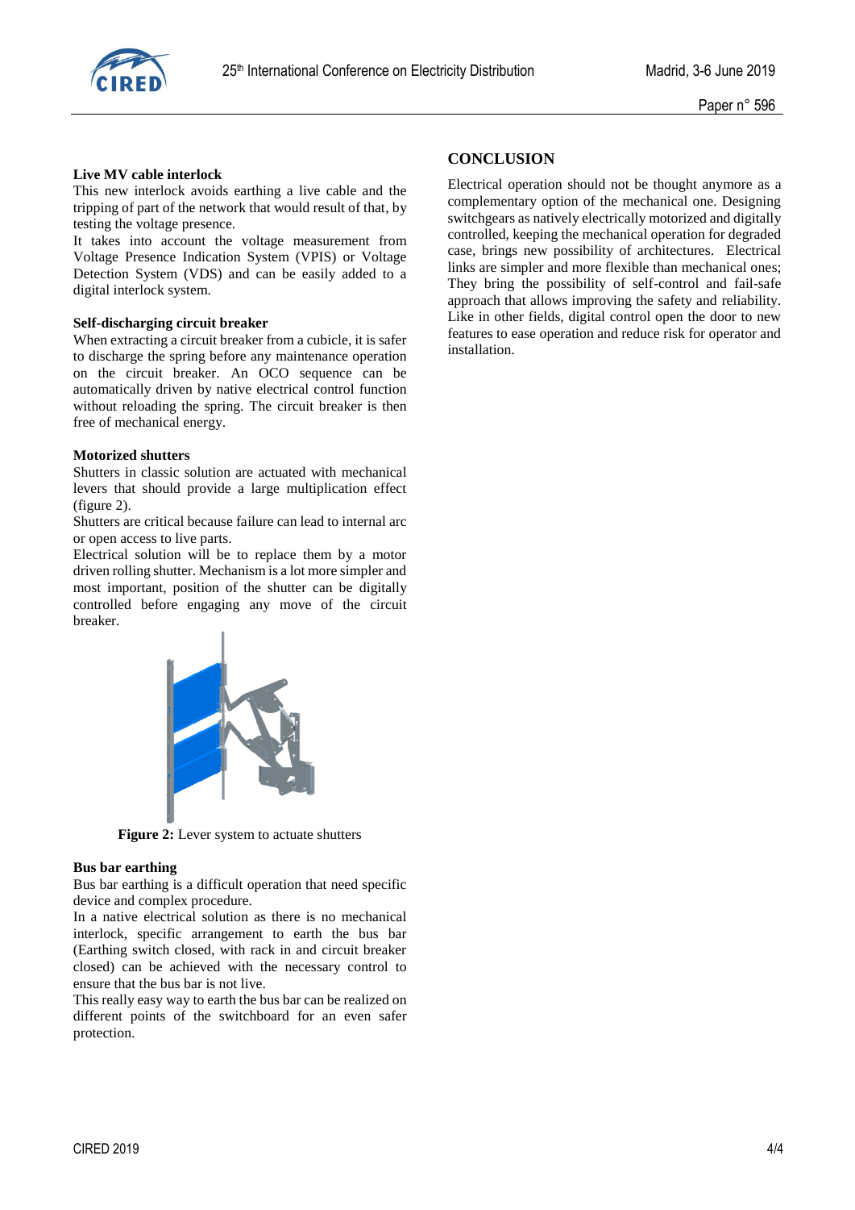**Live MV cable interlock**

This new interlock avoids earthing a live cable and the tripping of part of the network that would result of that, by testing the voltage presence.

It takes into account the voltage measurement from Voltage Presence Indication System (VPIS) or Voltage Detection System (VDS) and can be easily added to a digital interlock system.

**Self-discharging circuit breaker**

When extracting a circuit breaker from a cubicle, it is safer to discharge the spring before any maintenance operation on the circuit breaker. An OCO sequence can be automatically driven by native electrical control function without reloading the spring. The circuit breaker is then free of mechanical energy.

**Motorized shutters**

Shutters in classic solution are actuated with mechanical levers that should provide a large multiplication effect (figure 2).

Shutters are critical because failure can lead to internal arc or open access to live parts.

Electrical solution will be to replace them by a motor driven rolling shutter. Mechanism is a lot more simpler and most important, position of the shutter can be digitally controlled before engaging any move of the circuit breaker.

**Figure 2:** Lever system to actuate shutters

**Bus bar earthing**

Bus bar earthing is a difficult operation that need specific device and complex procedure.

In a native electrical solution as there is no mechanical interlock, specific arrangement to earth the bus bar (Earthing switch closed, with rack in and circuit breaker closed) can be achieved with the necessary control to ensure that the bus bar is not live.

This really easy way to earth the bus bar can be realized on different points of the switchboard for an even safer protection.

## CONCLUSION

Electrical operation should not be thought anymore as a complementary option of the mechanical one. Designing switchgears as natively electrically motorized and digitally controlled, keeping the mechanical operation for degraded case, brings new possibility of architectures. Electrical links are simpler and more flexible than mechanical ones; They bring the possibility of self-control and fail-safe approach that allows improving the safety and reliability. Like in other fields, digital control open the door to new features to ease operation and reduce risk for operator and installation.